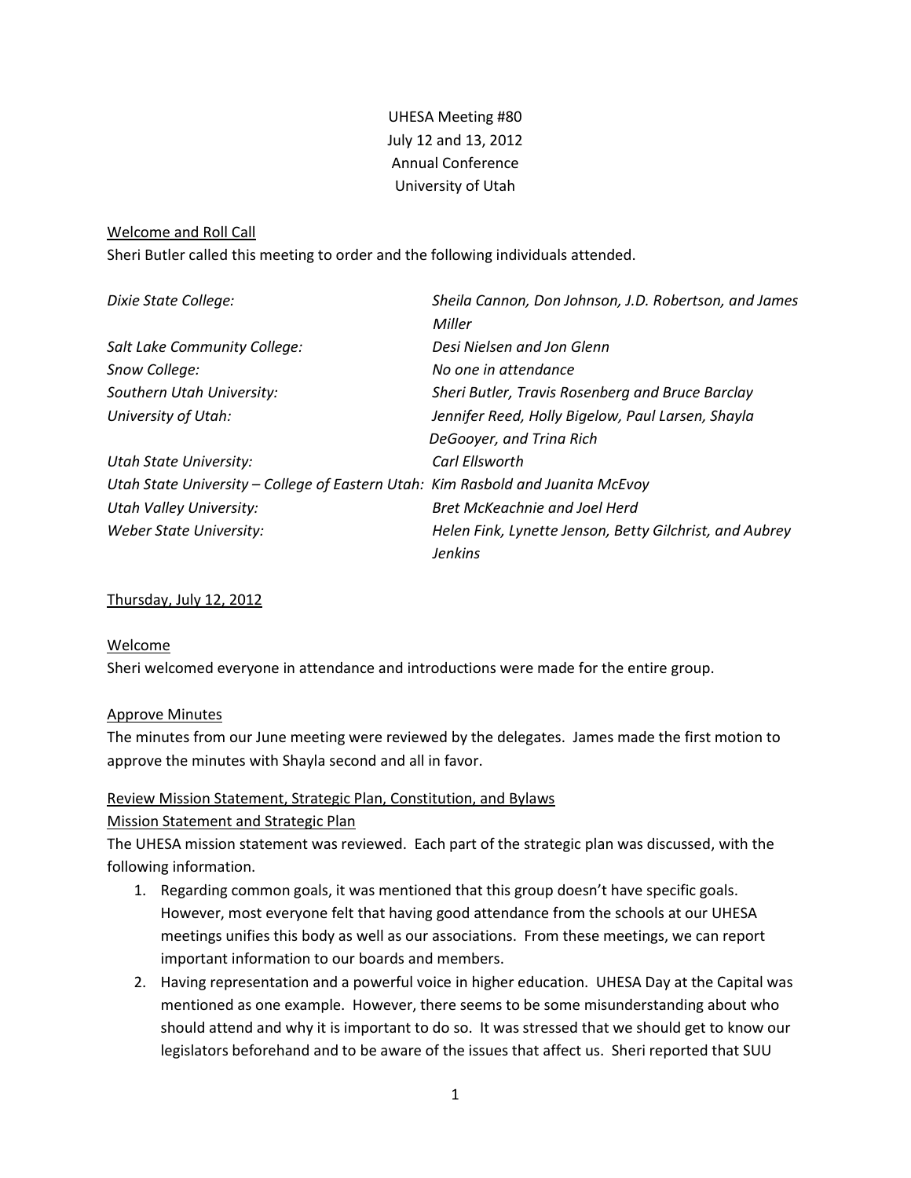# UHESA Meeting #80
July 12 and 13, 2012
Annual Conference
University of Utah

## Welcome and Roll Call

Sheri Butler called this meeting to order and the following individuals attended.

| | |
|---|---|
| *Dixie State College:* | *Sheila Cannon, Don Johnson, J.D. Robertson, and James Miller* |
| *Salt Lake Community College:* | *Desi Nielsen and Jon Glenn* |
| *Snow College:* | *No one in attendance* |
| *Southern Utah University:* | *Sheri Butler, Travis Rosenberg and Bruce Barclay* |
| *University of Utah:* | *Jennifer Reed, Holly Bigelow, Paul Larsen, Shayla DeGooyer, and Trina Rich* |
| *Utah State University:* | *Carl Ellsworth* |
| *Utah State University – College of Eastern Utah:* | *Kim Rasbold and Juanita McEvoy* |
| *Utah Valley University:* | *Bret McKeachnie and Joel Herd* |
| *Weber State University:* | *Helen Fink, Lynette Jenson, Betty Gilchrist, and Aubrey Jenkins* |

## Thursday, July 12, 2012

### Welcome

Sheri welcomed everyone in attendance and introductions were made for the entire group.

### Approve Minutes

The minutes from our June meeting were reviewed by the delegates. James made the first motion to approve the minutes with Shayla second and all in favor.

### Review Mission Statement, Strategic Plan, Constitution, and Bylaws

#### Mission Statement and Strategic Plan

The UHESA mission statement was reviewed. Each part of the strategic plan was discussed, with the following information.

1. Regarding common goals, it was mentioned that this group doesn't have specific goals. However, most everyone felt that having good attendance from the schools at our UHESA meetings unifies this body as well as our associations. From these meetings, we can report important information to our boards and members.
2. Having representation and a powerful voice in higher education. UHESA Day at the Capital was mentioned as one example. However, there seems to be some misunderstanding about who should attend and why it is important to do so. It was stressed that we should get to know our legislators beforehand and to be aware of the issues that affect us. Sheri reported that SUU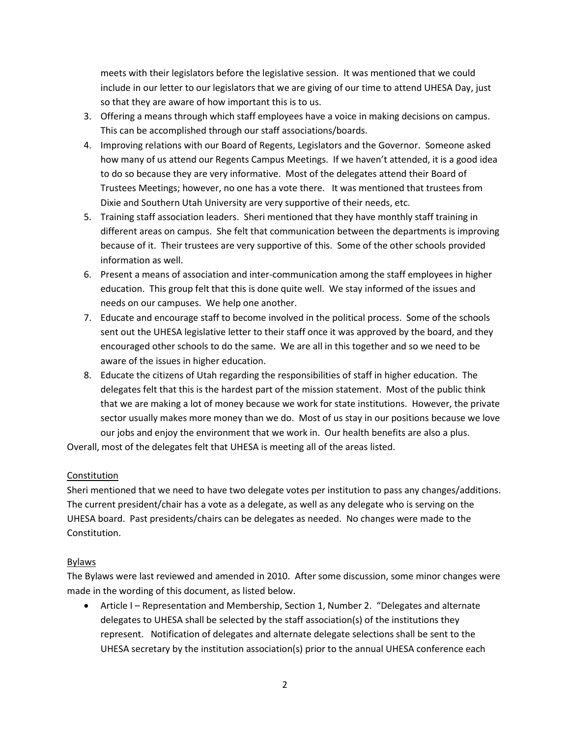meets with their legislators before the legislative session. It was mentioned that we could include in our letter to our legislators that we are giving of our time to attend UHESA Day, just so that they are aware of how important this is to us.

3. Offering a means through which staff employees have a voice in making decisions on campus. This can be accomplished through our staff associations/boards.
4. Improving relations with our Board of Regents, Legislators and the Governor. Someone asked how many of us attend our Regents Campus Meetings. If we haven't attended, it is a good idea to do so because they are very informative. Most of the delegates attend their Board of Trustees Meetings; however, no one has a vote there. It was mentioned that trustees from Dixie and Southern Utah University are very supportive of their needs, etc.
5. Training staff association leaders. Sheri mentioned that they have monthly staff training in different areas on campus. She felt that communication between the departments is improving because of it. Their trustees are very supportive of this. Some of the other schools provided information as well.
6. Present a means of association and inter-communication among the staff employees in higher education. This group felt that this is done quite well. We stay informed of the issues and needs on our campuses. We help one another.
7. Educate and encourage staff to become involved in the political process. Some of the schools sent out the UHESA legislative letter to their staff once it was approved by the board, and they encouraged other schools to do the same. We are all in this together and so we need to be aware of the issues in higher education.
8. Educate the citizens of Utah regarding the responsibilities of staff in higher education. The delegates felt that this is the hardest part of the mission statement. Most of the public think that we are making a lot of money because we work for state institutions. However, the private sector usually makes more money than we do. Most of us stay in our positions because we love our jobs and enjoy the environment that we work in. Our health benefits are also a plus.

Overall, most of the delegates felt that UHESA is meeting all of the areas listed.

## Constitution

Sheri mentioned that we need to have two delegate votes per institution to pass any changes/additions. The current president/chair has a vote as a delegate, as well as any delegate who is serving on the UHESA board. Past presidents/chairs can be delegates as needed. No changes were made to the Constitution.

## Bylaws

The Bylaws were last reviewed and amended in 2010. After some discussion, some minor changes were made in the wording of this document, as listed below.

- Article I – Representation and Membership, Section 1, Number 2. "Delegates and alternate delegates to UHESA shall be selected by the staff association(s) of the institutions they represent. Notification of delegates and alternate delegate selections shall be sent to the UHESA secretary by the institution association(s) prior to the annual UHESA conference each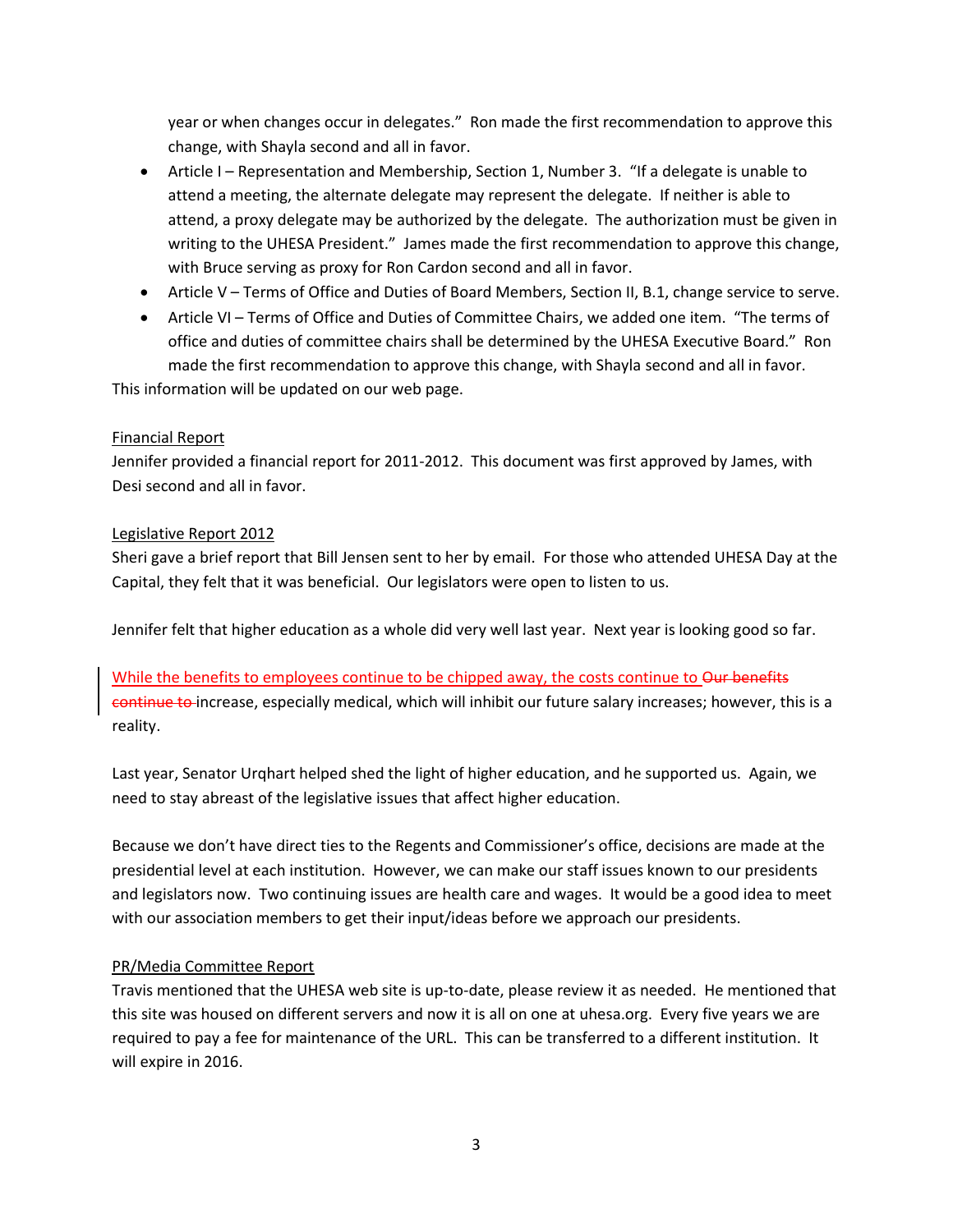year or when changes occur in delegates." Ron made the first recommendation to approve this change, with Shayla second and all in favor.

- Article I – Representation and Membership, Section 1, Number 3. "If a delegate is unable to attend a meeting, the alternate delegate may represent the delegate. If neither is able to attend, a proxy delegate may be authorized by the delegate. The authorization must be given in writing to the UHESA President." James made the first recommendation to approve this change, with Bruce serving as proxy for Ron Cardon second and all in favor.
- Article V – Terms of Office and Duties of Board Members, Section II, B.1, change service to serve.
- Article VI – Terms of Office and Duties of Committee Chairs, we added one item. "The terms of office and duties of committee chairs shall be determined by the UHESA Executive Board." Ron made the first recommendation to approve this change, with Shayla second and all in favor.

This information will be updated on our web page.

Financial Report

Jennifer provided a financial report for 2011-2012. This document was first approved by James, with Desi second and all in favor.

Legislative Report 2012

Sheri gave a brief report that Bill Jensen sent to her by email. For those who attended UHESA Day at the Capital, they felt that it was beneficial. Our legislators were open to listen to us.

Jennifer felt that higher education as a whole did very well last year. Next year is looking good so far.

While the benefits to employees continue to be chipped away, the costs continue to ~~Our benefits continue to~~ increase, especially medical, which will inhibit our future salary increases; however, this is a reality.

Last year, Senator Urqhart helped shed the light of higher education, and he supported us. Again, we need to stay abreast of the legislative issues that affect higher education.

Because we don't have direct ties to the Regents and Commissioner's office, decisions are made at the presidential level at each institution. However, we can make our staff issues known to our presidents and legislators now. Two continuing issues are health care and wages. It would be a good idea to meet with our association members to get their input/ideas before we approach our presidents.

PR/Media Committee Report

Travis mentioned that the UHESA web site is up-to-date, please review it as needed. He mentioned that this site was housed on different servers and now it is all on one at uhesa.org. Every five years we are required to pay a fee for maintenance of the URL. This can be transferred to a different institution. It will expire in 2016.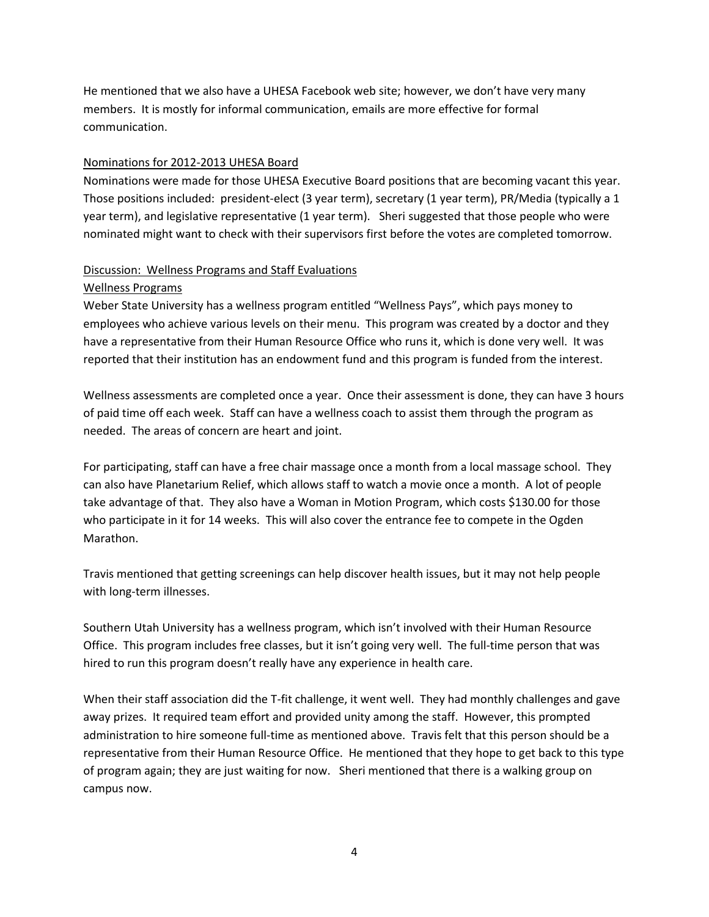He mentioned that we also have a UHESA Facebook web site; however, we don't have very many members. It is mostly for informal communication, emails are more effective for formal communication.

<u>Nominations for 2012-2013 UHESA Board</u>

Nominations were made for those UHESA Executive Board positions that are becoming vacant this year. Those positions included: president-elect (3 year term), secretary (1 year term), PR/Media (typically a 1 year term), and legislative representative (1 year term). Sheri suggested that those people who were nominated might want to check with their supervisors first before the votes are completed tomorrow.

<u>Discussion: Wellness Programs and Staff Evaluations</u>

<u>Wellness Programs</u>

Weber State University has a wellness program entitled "Wellness Pays", which pays money to employees who achieve various levels on their menu. This program was created by a doctor and they have a representative from their Human Resource Office who runs it, which is done very well. It was reported that their institution has an endowment fund and this program is funded from the interest.

Wellness assessments are completed once a year. Once their assessment is done, they can have 3 hours of paid time off each week. Staff can have a wellness coach to assist them through the program as needed. The areas of concern are heart and joint.

For participating, staff can have a free chair massage once a month from a local massage school. They can also have Planetarium Relief, which allows staff to watch a movie once a month. A lot of people take advantage of that. They also have a Woman in Motion Program, which costs $130.00 for those who participate in it for 14 weeks. This will also cover the entrance fee to compete in the Ogden Marathon.

Travis mentioned that getting screenings can help discover health issues, but it may not help people with long-term illnesses.

Southern Utah University has a wellness program, which isn't involved with their Human Resource Office. This program includes free classes, but it isn't going very well. The full-time person that was hired to run this program doesn't really have any experience in health care.

When their staff association did the T-fit challenge, it went well. They had monthly challenges and gave away prizes. It required team effort and provided unity among the staff. However, this prompted administration to hire someone full-time as mentioned above. Travis felt that this person should be a representative from their Human Resource Office. He mentioned that they hope to get back to this type of program again; they are just waiting for now. Sheri mentioned that there is a walking group on campus now.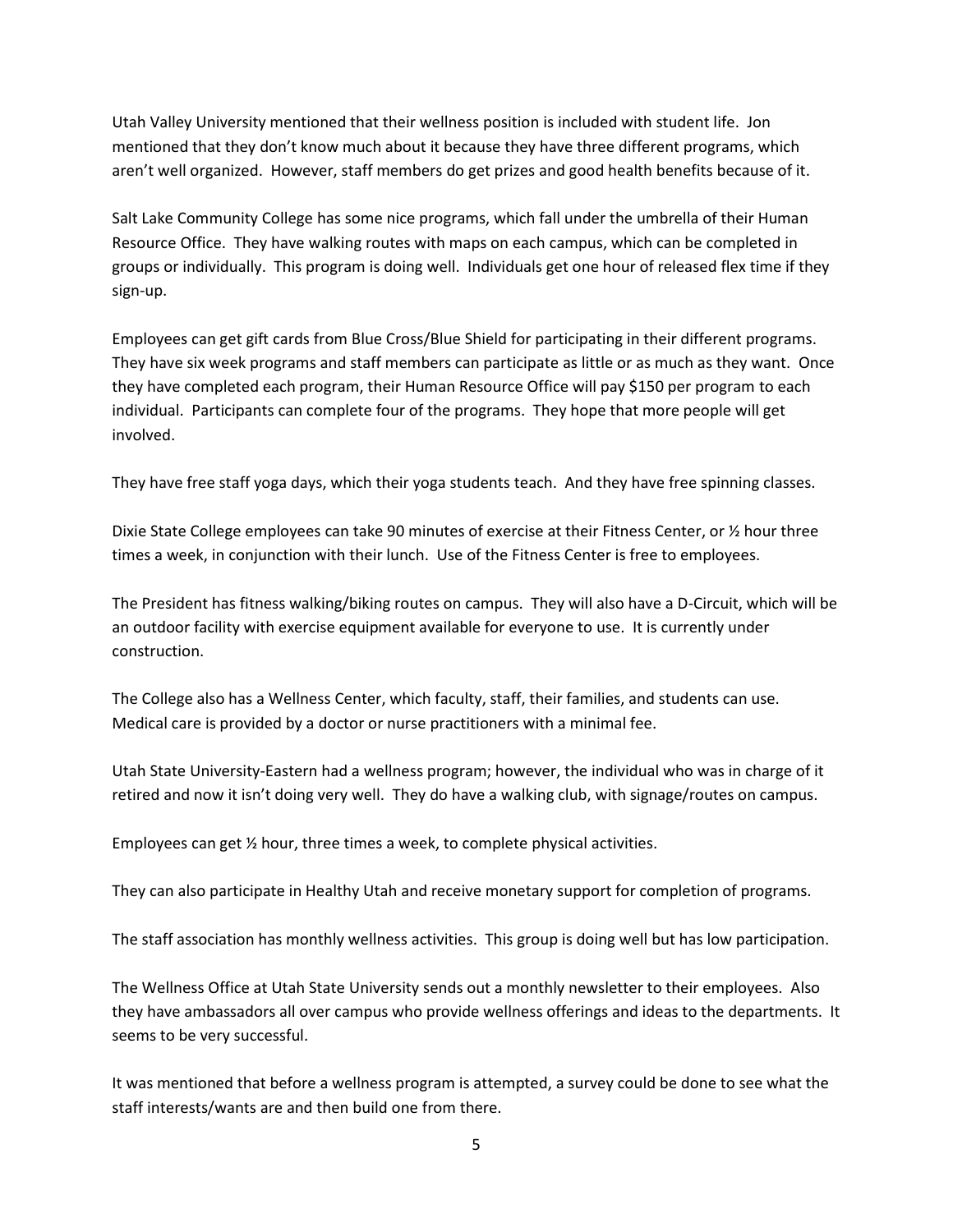Utah Valley University mentioned that their wellness position is included with student life. Jon mentioned that they don't know much about it because they have three different programs, which aren't well organized. However, staff members do get prizes and good health benefits because of it.

Salt Lake Community College has some nice programs, which fall under the umbrella of their Human Resource Office. They have walking routes with maps on each campus, which can be completed in groups or individually. This program is doing well. Individuals get one hour of released flex time if they sign-up.

Employees can get gift cards from Blue Cross/Blue Shield for participating in their different programs. They have six week programs and staff members can participate as little or as much as they want. Once they have completed each program, their Human Resource Office will pay $150 per program to each individual. Participants can complete four of the programs. They hope that more people will get involved.

They have free staff yoga days, which their yoga students teach. And they have free spinning classes.

Dixie State College employees can take 90 minutes of exercise at their Fitness Center, or ½ hour three times a week, in conjunction with their lunch. Use of the Fitness Center is free to employees.

The President has fitness walking/biking routes on campus. They will also have a D-Circuit, which will be an outdoor facility with exercise equipment available for everyone to use. It is currently under construction.

The College also has a Wellness Center, which faculty, staff, their families, and students can use. Medical care is provided by a doctor or nurse practitioners with a minimal fee.

Utah State University-Eastern had a wellness program; however, the individual who was in charge of it retired and now it isn't doing very well. They do have a walking club, with signage/routes on campus.

Employees can get ½ hour, three times a week, to complete physical activities.

They can also participate in Healthy Utah and receive monetary support for completion of programs.

The staff association has monthly wellness activities. This group is doing well but has low participation.

The Wellness Office at Utah State University sends out a monthly newsletter to their employees. Also they have ambassadors all over campus who provide wellness offerings and ideas to the departments. It seems to be very successful.

It was mentioned that before a wellness program is attempted, a survey could be done to see what the staff interests/wants are and then build one from there.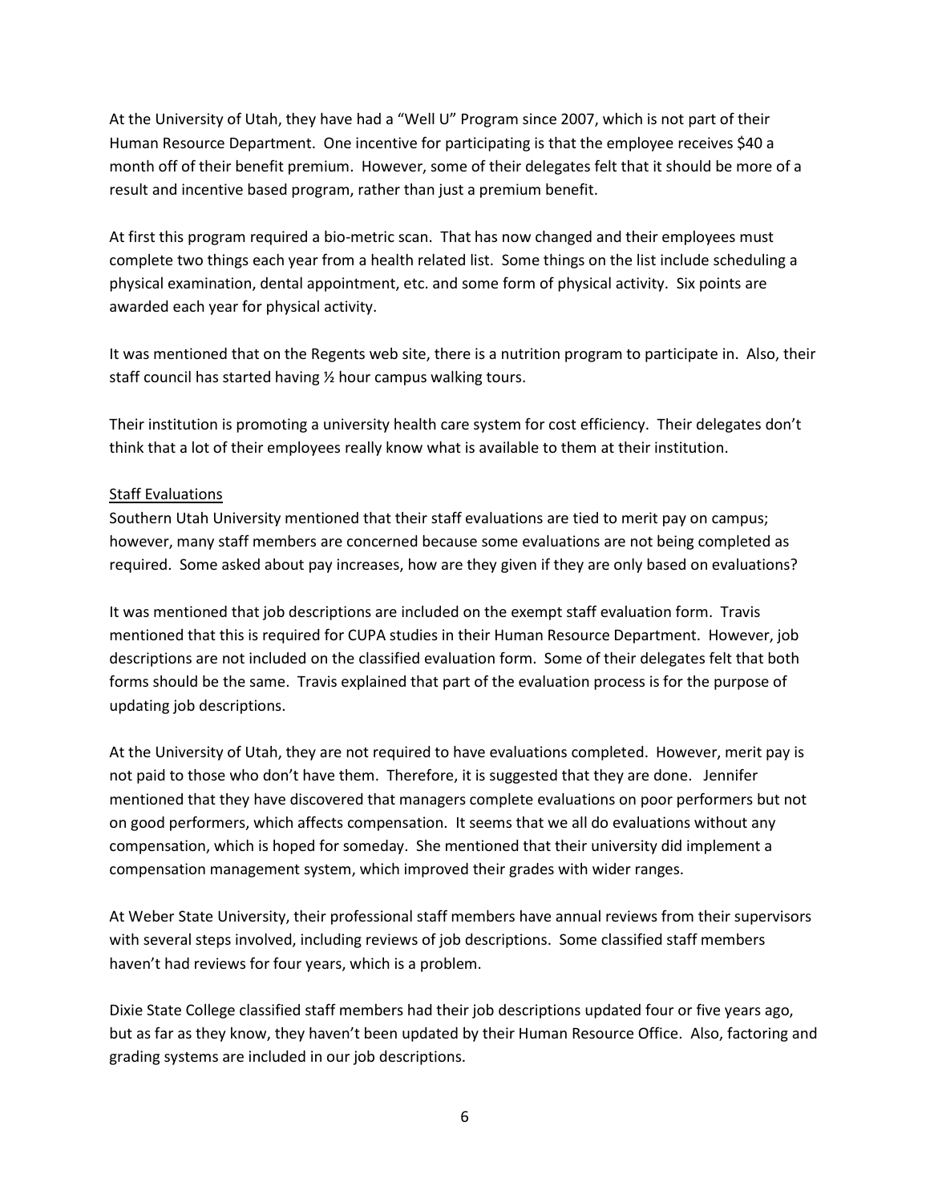At the University of Utah, they have had a "Well U" Program since 2007, which is not part of their Human Resource Department. One incentive for participating is that the employee receives $40 a month off of their benefit premium. However, some of their delegates felt that it should be more of a result and incentive based program, rather than just a premium benefit.

At first this program required a bio-metric scan. That has now changed and their employees must complete two things each year from a health related list. Some things on the list include scheduling a physical examination, dental appointment, etc. and some form of physical activity. Six points are awarded each year for physical activity.

It was mentioned that on the Regents web site, there is a nutrition program to participate in. Also, their staff council has started having ½ hour campus walking tours.

Their institution is promoting a university health care system for cost efficiency. Their delegates don't think that a lot of their employees really know what is available to them at their institution.

<u>Staff Evaluations</u>

Southern Utah University mentioned that their staff evaluations are tied to merit pay on campus; however, many staff members are concerned because some evaluations are not being completed as required. Some asked about pay increases, how are they given if they are only based on evaluations?

It was mentioned that job descriptions are included on the exempt staff evaluation form. Travis mentioned that this is required for CUPA studies in their Human Resource Department. However, job descriptions are not included on the classified evaluation form. Some of their delegates felt that both forms should be the same. Travis explained that part of the evaluation process is for the purpose of updating job descriptions.

At the University of Utah, they are not required to have evaluations completed. However, merit pay is not paid to those who don't have them. Therefore, it is suggested that they are done. Jennifer mentioned that they have discovered that managers complete evaluations on poor performers but not on good performers, which affects compensation. It seems that we all do evaluations without any compensation, which is hoped for someday. She mentioned that their university did implement a compensation management system, which improved their grades with wider ranges.

At Weber State University, their professional staff members have annual reviews from their supervisors with several steps involved, including reviews of job descriptions. Some classified staff members haven't had reviews for four years, which is a problem.

Dixie State College classified staff members had their job descriptions updated four or five years ago, but as far as they know, they haven't been updated by their Human Resource Office. Also, factoring and grading systems are included in our job descriptions.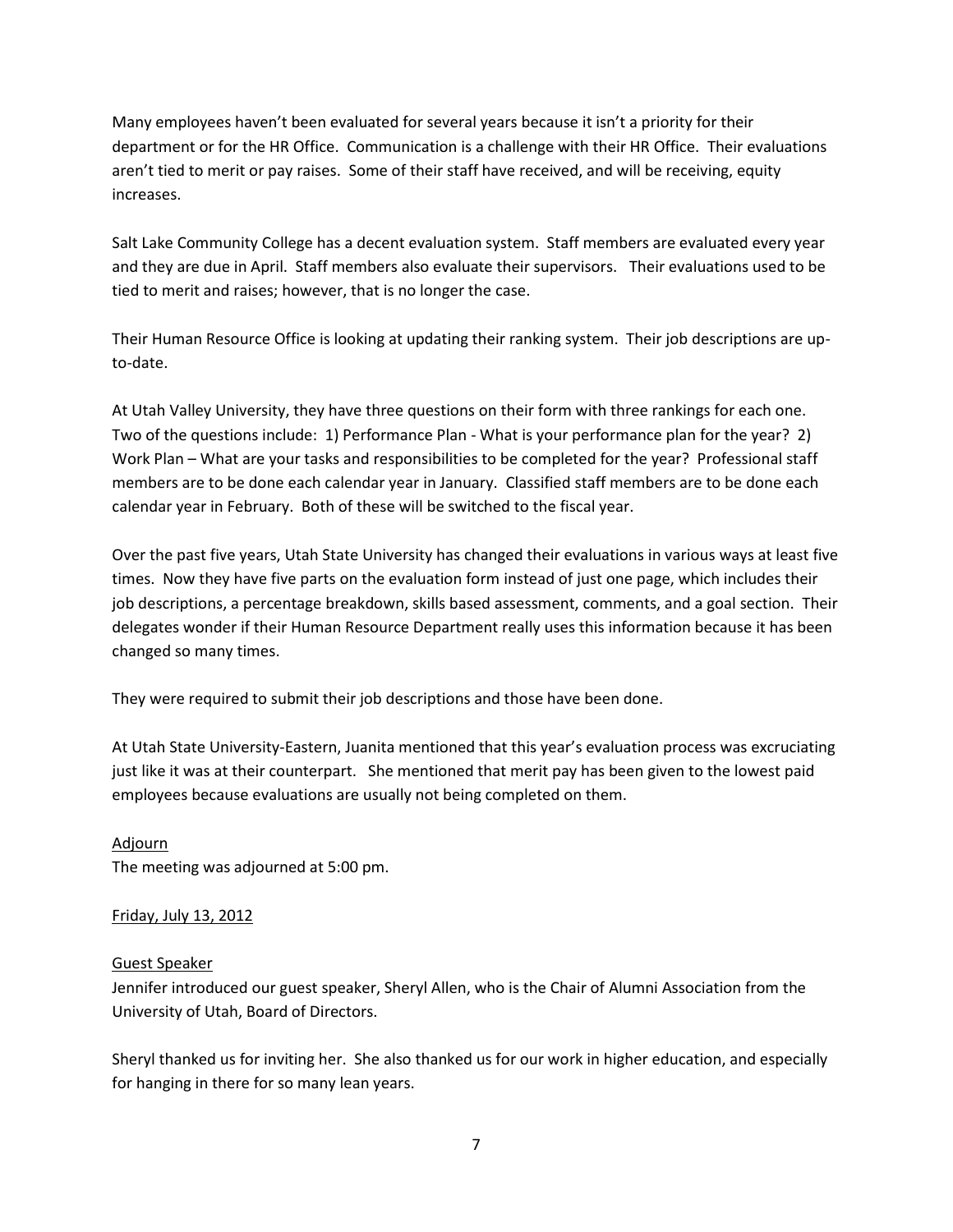Many employees haven't been evaluated for several years because it isn't a priority for their department or for the HR Office. Communication is a challenge with their HR Office. Their evaluations aren't tied to merit or pay raises. Some of their staff have received, and will be receiving, equity increases.

Salt Lake Community College has a decent evaluation system. Staff members are evaluated every year and they are due in April. Staff members also evaluate their supervisors. Their evaluations used to be tied to merit and raises; however, that is no longer the case.

Their Human Resource Office is looking at updating their ranking system. Their job descriptions are up-to-date.

At Utah Valley University, they have three questions on their form with three rankings for each one. Two of the questions include: 1) Performance Plan - What is your performance plan for the year? 2) Work Plan – What are your tasks and responsibilities to be completed for the year? Professional staff members are to be done each calendar year in January. Classified staff members are to be done each calendar year in February. Both of these will be switched to the fiscal year.

Over the past five years, Utah State University has changed their evaluations in various ways at least five times. Now they have five parts on the evaluation form instead of just one page, which includes their job descriptions, a percentage breakdown, skills based assessment, comments, and a goal section. Their delegates wonder if their Human Resource Department really uses this information because it has been changed so many times.

They were required to submit their job descriptions and those have been done.

At Utah State University-Eastern, Juanita mentioned that this year's evaluation process was excruciating just like it was at their counterpart. She mentioned that merit pay has been given to the lowest paid employees because evaluations are usually not being completed on them.

<u>Adjourn</u>

The meeting was adjourned at 5:00 pm.

<u>Friday, July 13, 2012</u>

<u>Guest Speaker</u>

Jennifer introduced our guest speaker, Sheryl Allen, who is the Chair of Alumni Association from the University of Utah, Board of Directors.

Sheryl thanked us for inviting her. She also thanked us for our work in higher education, and especially for hanging in there for so many lean years.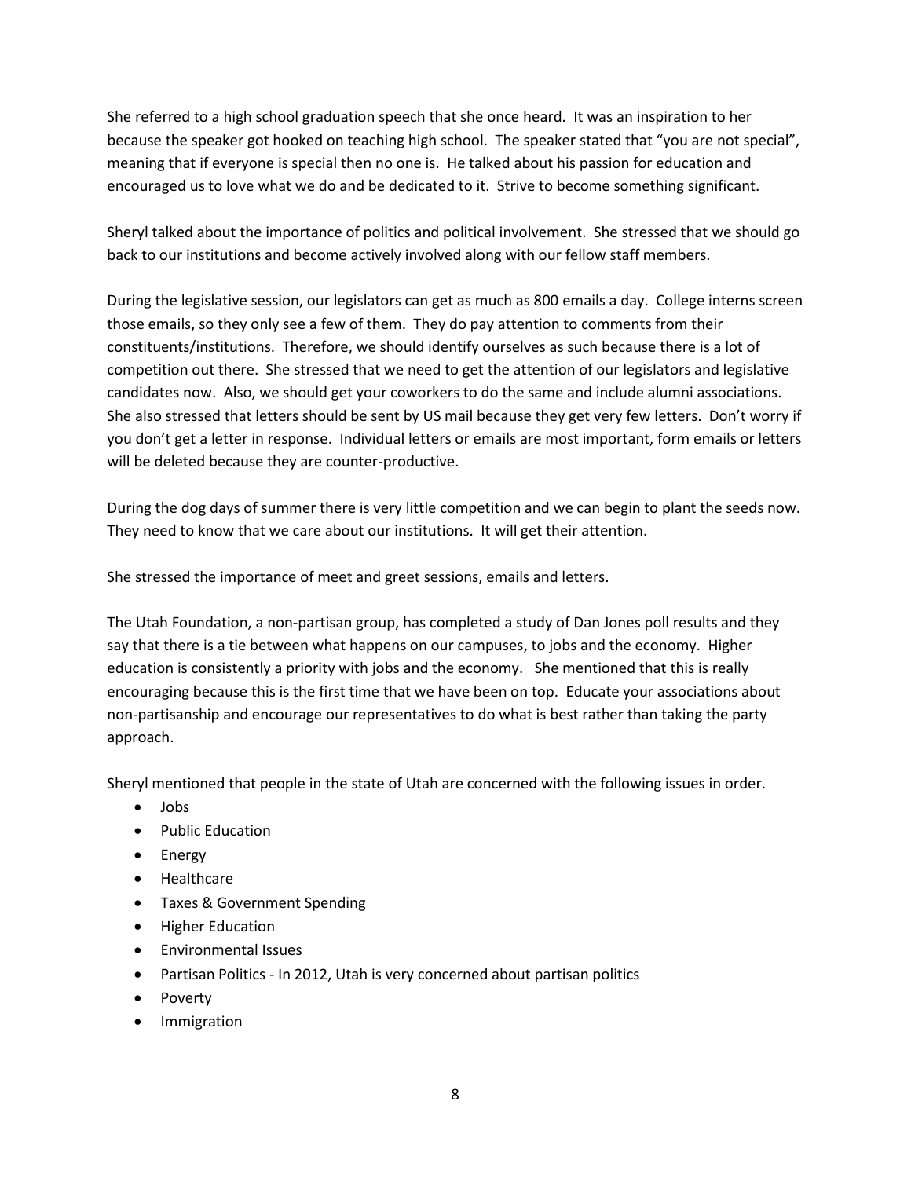She referred to a high school graduation speech that she once heard. It was an inspiration to her because the speaker got hooked on teaching high school. The speaker stated that "you are not special", meaning that if everyone is special then no one is. He talked about his passion for education and encouraged us to love what we do and be dedicated to it. Strive to become something significant.

Sheryl talked about the importance of politics and political involvement. She stressed that we should go back to our institutions and become actively involved along with our fellow staff members.

During the legislative session, our legislators can get as much as 800 emails a day. College interns screen those emails, so they only see a few of them. They do pay attention to comments from their constituents/institutions. Therefore, we should identify ourselves as such because there is a lot of competition out there. She stressed that we need to get the attention of our legislators and legislative candidates now. Also, we should get your coworkers to do the same and include alumni associations. She also stressed that letters should be sent by US mail because they get very few letters. Don't worry if you don't get a letter in response. Individual letters or emails are most important, form emails or letters will be deleted because they are counter-productive.

During the dog days of summer there is very little competition and we can begin to plant the seeds now. They need to know that we care about our institutions. It will get their attention.

She stressed the importance of meet and greet sessions, emails and letters.

The Utah Foundation, a non-partisan group, has completed a study of Dan Jones poll results and they say that there is a tie between what happens on our campuses, to jobs and the economy. Higher education is consistently a priority with jobs and the economy. She mentioned that this is really encouraging because this is the first time that we have been on top. Educate your associations about non-partisanship and encourage our representatives to do what is best rather than taking the party approach.

Sheryl mentioned that people in the state of Utah are concerned with the following issues in order.

- Jobs
- Public Education
- Energy
- Healthcare
- Taxes & Government Spending
- Higher Education
- Environmental Issues
- Partisan Politics - In 2012, Utah is very concerned about partisan politics
- Poverty
- Immigration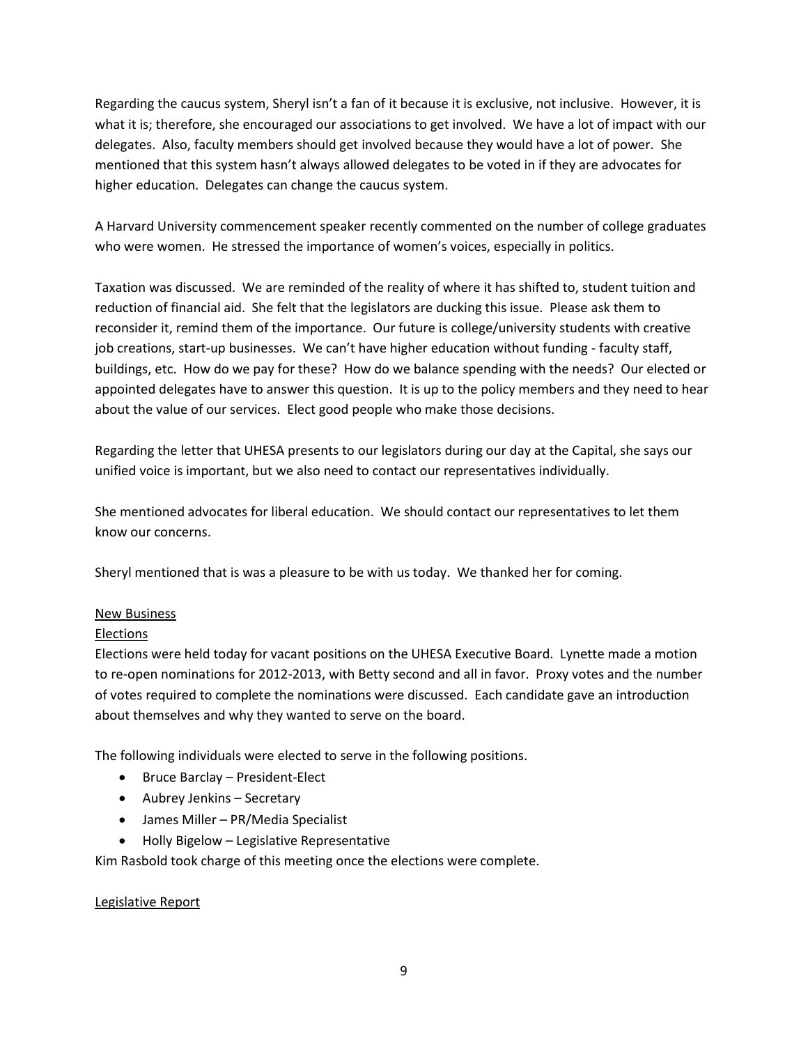Regarding the caucus system, Sheryl isn't a fan of it because it is exclusive, not inclusive. However, it is what it is; therefore, she encouraged our associations to get involved. We have a lot of impact with our delegates. Also, faculty members should get involved because they would have a lot of power. She mentioned that this system hasn't always allowed delegates to be voted in if they are advocates for higher education. Delegates can change the caucus system.

A Harvard University commencement speaker recently commented on the number of college graduates who were women. He stressed the importance of women's voices, especially in politics.

Taxation was discussed. We are reminded of the reality of where it has shifted to, student tuition and reduction of financial aid. She felt that the legislators are ducking this issue. Please ask them to reconsider it, remind them of the importance. Our future is college/university students with creative job creations, start-up businesses. We can't have higher education without funding - faculty staff, buildings, etc. How do we pay for these? How do we balance spending with the needs? Our elected or appointed delegates have to answer this question. It is up to the policy members and they need to hear about the value of our services. Elect good people who make those decisions.

Regarding the letter that UHESA presents to our legislators during our day at the Capital, she says our unified voice is important, but we also need to contact our representatives individually.

She mentioned advocates for liberal education. We should contact our representatives to let them know our concerns.

Sheryl mentioned that is was a pleasure to be with us today. We thanked her for coming.

<u>New Business</u>

<u>Elections</u>

Elections were held today for vacant positions on the UHESA Executive Board. Lynette made a motion to re-open nominations for 2012-2013, with Betty second and all in favor. Proxy votes and the number of votes required to complete the nominations were discussed. Each candidate gave an introduction about themselves and why they wanted to serve on the board.

The following individuals were elected to serve in the following positions.

- Bruce Barclay – President-Elect
- Aubrey Jenkins – Secretary
- James Miller – PR/Media Specialist
- Holly Bigelow – Legislative Representative

Kim Rasbold took charge of this meeting once the elections were complete.

<u>Legislative Report</u>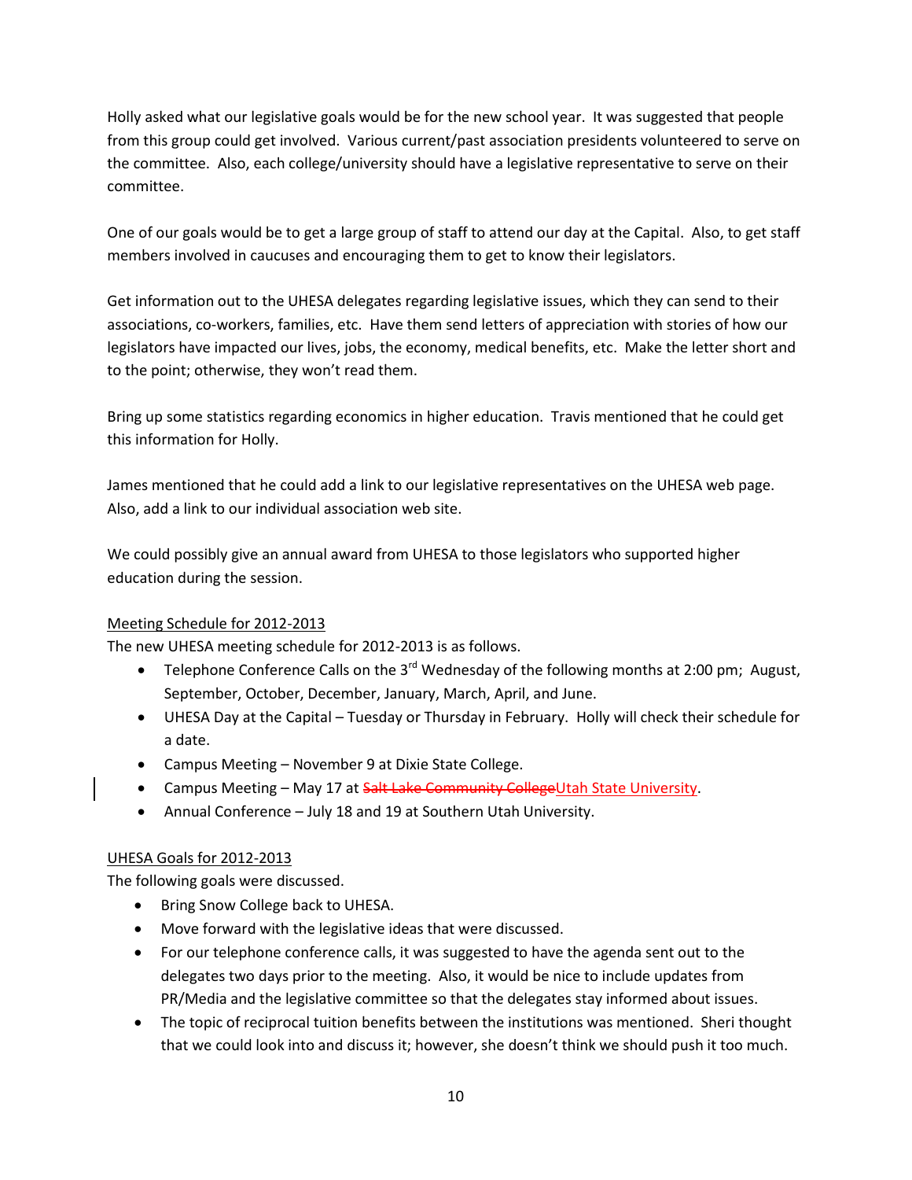Holly asked what our legislative goals would be for the new school year. It was suggested that people from this group could get involved. Various current/past association presidents volunteered to serve on the committee. Also, each college/university should have a legislative representative to serve on their committee.

One of our goals would be to get a large group of staff to attend our day at the Capital. Also, to get staff members involved in caucuses and encouraging them to get to know their legislators.

Get information out to the UHESA delegates regarding legislative issues, which they can send to their associations, co-workers, families, etc. Have them send letters of appreciation with stories of how our legislators have impacted our lives, jobs, the economy, medical benefits, etc. Make the letter short and to the point; otherwise, they won't read them.

Bring up some statistics regarding economics in higher education. Travis mentioned that he could get this information for Holly.

James mentioned that he could add a link to our legislative representatives on the UHESA web page. Also, add a link to our individual association web site.

We could possibly give an annual award from UHESA to those legislators who supported higher education during the session.

<u>Meeting Schedule for 2012-2013</u>

The new UHESA meeting schedule for 2012-2013 is as follows.

- Telephone Conference Calls on the 3rd Wednesday of the following months at 2:00 pm; August, September, October, December, January, March, April, and June.
- UHESA Day at the Capital – Tuesday or Thursday in February. Holly will check their schedule for a date.
- Campus Meeting – November 9 at Dixie State College.
- Campus Meeting – May 17 at ~~Salt Lake Community College~~Utah State University.
- Annual Conference – July 18 and 19 at Southern Utah University.

<u>UHESA Goals for 2012-2013</u>

The following goals were discussed.

- Bring Snow College back to UHESA.
- Move forward with the legislative ideas that were discussed.
- For our telephone conference calls, it was suggested to have the agenda sent out to the delegates two days prior to the meeting. Also, it would be nice to include updates from PR/Media and the legislative committee so that the delegates stay informed about issues.
- The topic of reciprocal tuition benefits between the institutions was mentioned. Sheri thought that we could look into and discuss it; however, she doesn't think we should push it too much.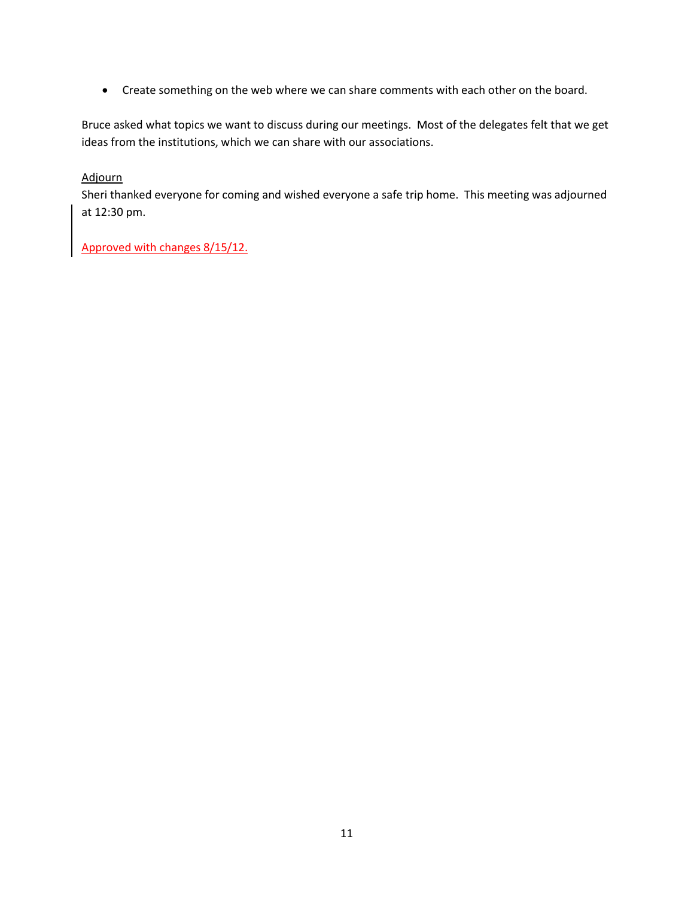- Create something on the web where we can share comments with each other on the board.

Bruce asked what topics we want to discuss during our meetings. Most of the delegates felt that we get ideas from the institutions, which we can share with our associations.

Adjourn

Sheri thanked everyone for coming and wished everyone a safe trip home. This meeting was adjourned at 12:30 pm.

Approved with changes 8/15/12.